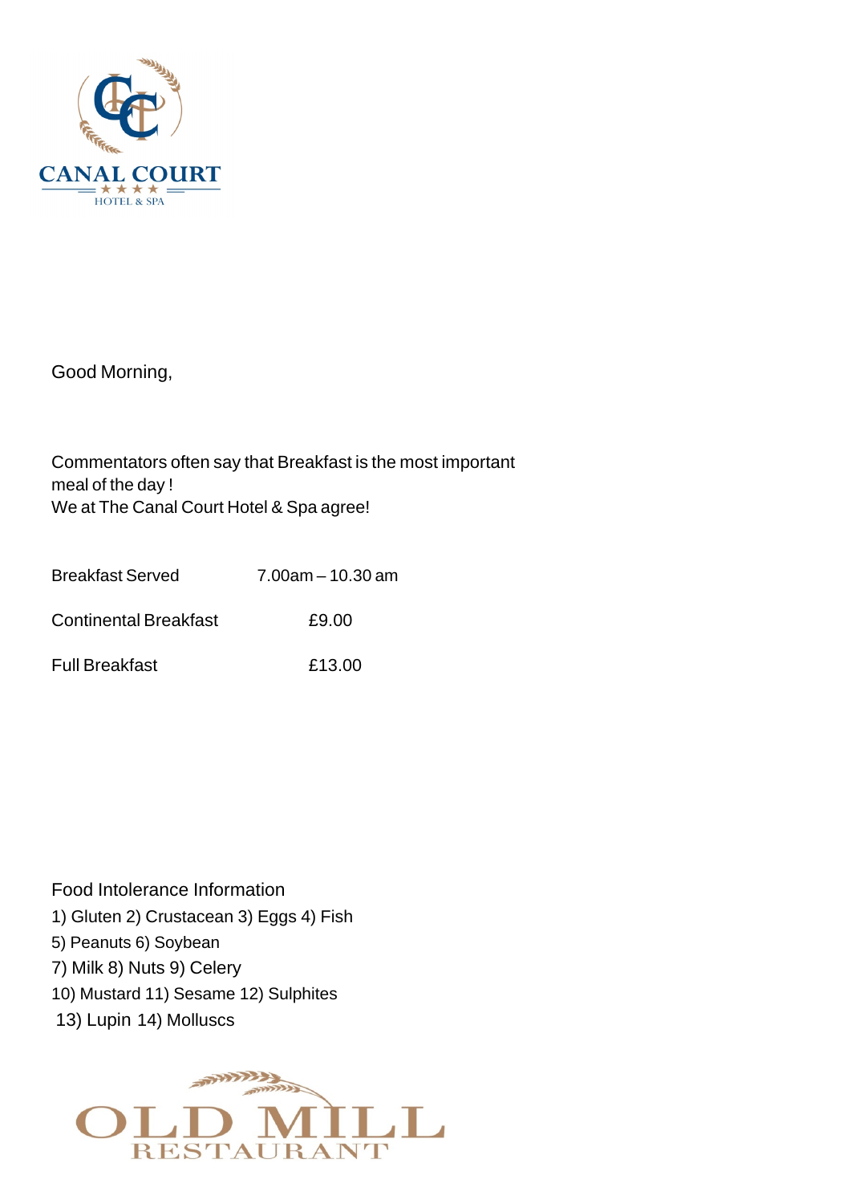CANAL COURT

★ ★ ★ ★

HOTEL & SPA

Good Morning,

Commentators often say that Breakfast is the most important meal of the day !
We at The Canal Court Hotel & Spa agree!

| | |
|---|---|
| Breakfast Served | 7.00am – 10.30 am |
| Continental Breakfast | £9.00 |
| Full Breakfast | £13.00 |

Food Intolerance Information

1) Gluten 2) Crustacean 3) Eggs 4) Fish
5) Peanuts 6) Soybean
7) Milk 8) Nuts 9) Celery
10) Mustard 11) Sesame 12) Sulphites
13) Lupin 14) Molluscs

OLD MILL

RESTAURANT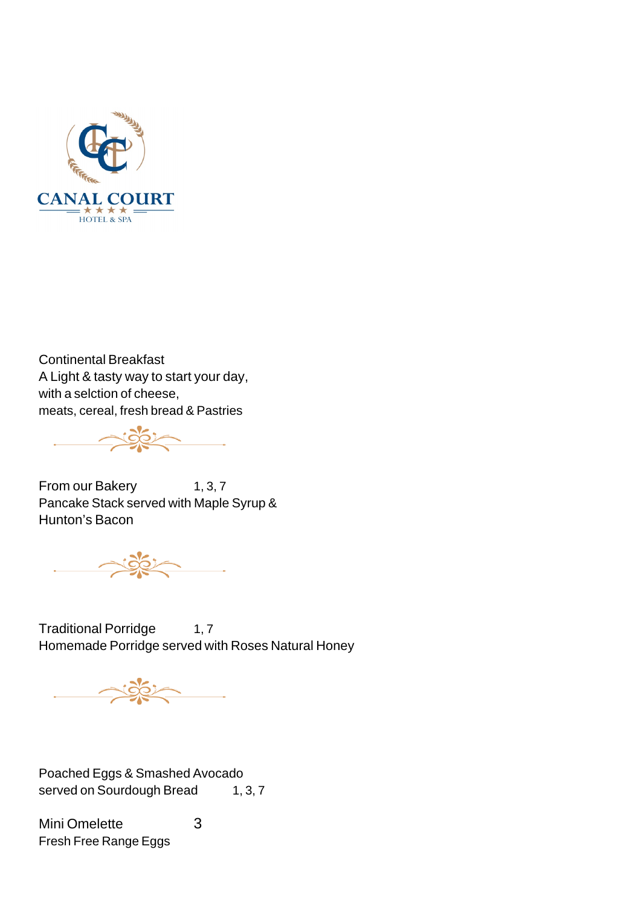CANAL COURT

★ ★ ★ ★

HOTEL & SPA

Continental Breakfast
A Light & tasty way to start your day,
with a selction of cheese,
meats, cereal, fresh bread & Pastries

From our Bakery 1, 3, 7
Pancake Stack served with Maple Syrup &
Hunton's Bacon

Traditional Porridge 1, 7
Homemade Porridge served with Roses Natural Honey

Poached Eggs & Smashed Avocado
served on Sourdough Bread 1, 3, 7

Mini Omelette 3
Fresh Free Range Eggs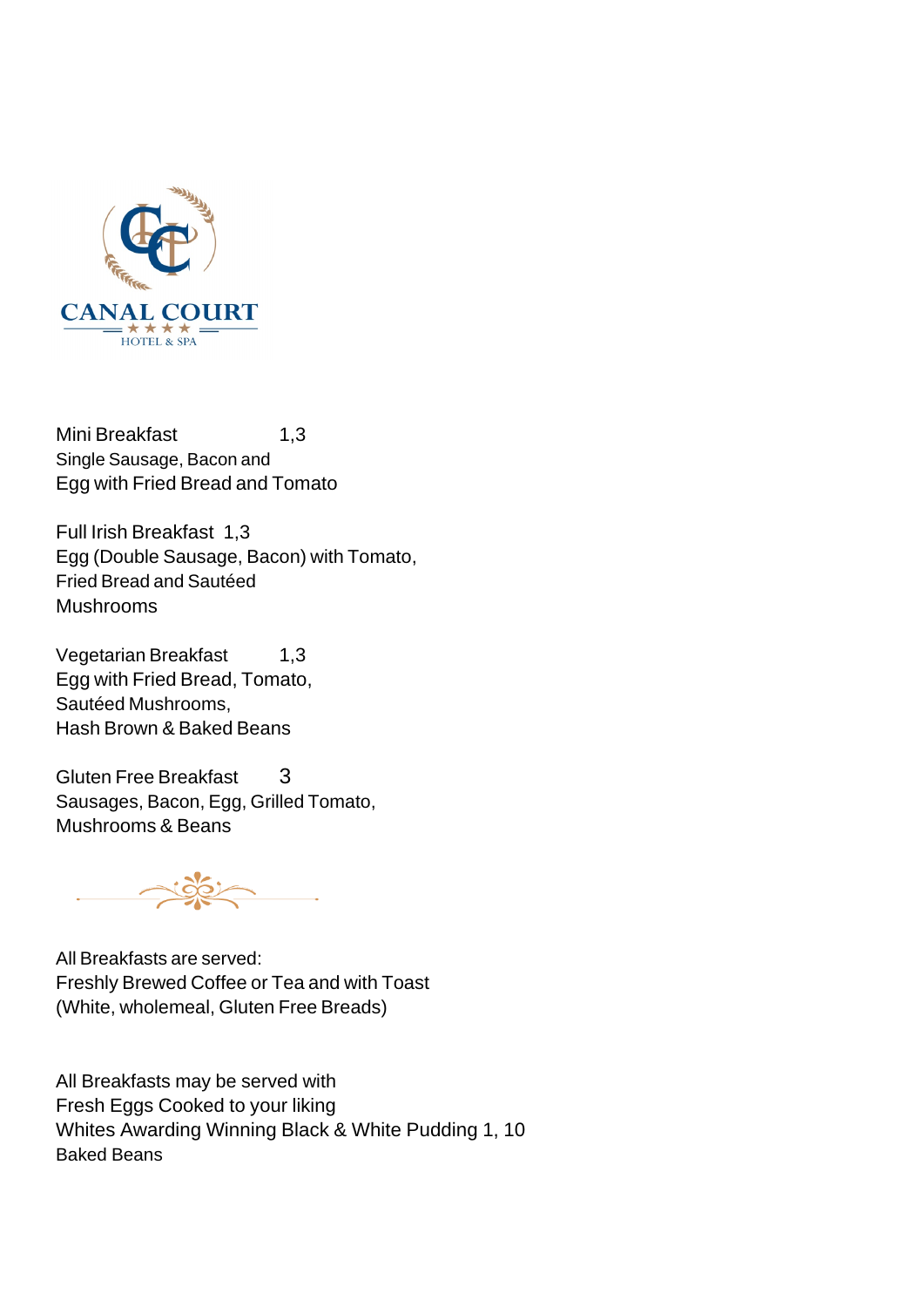CANAL COURT

★★★★

HOTEL & SPA

Mini Breakfast 1,3
Single Sausage, Bacon and
Egg with Fried Bread and Tomato

Full Irish Breakfast 1,3
Egg (Double Sausage, Bacon) with Tomato,
Fried Bread and Sautéed
Mushrooms

Vegetarian Breakfast 1,3
Egg with Fried Bread, Tomato,
Sautéed Mushrooms,
Hash Brown & Baked Beans

Gluten Free Breakfast 3
Sausages, Bacon, Egg, Grilled Tomato,
Mushrooms & Beans

All Breakfasts are served:
Freshly Brewed Coffee or Tea and with Toast
(White, wholemeal, Gluten Free Breads)

All Breakfasts may be served with
Fresh Eggs Cooked to your liking
Whites Awarding Winning Black & White Pudding 1, 10
Baked Beans